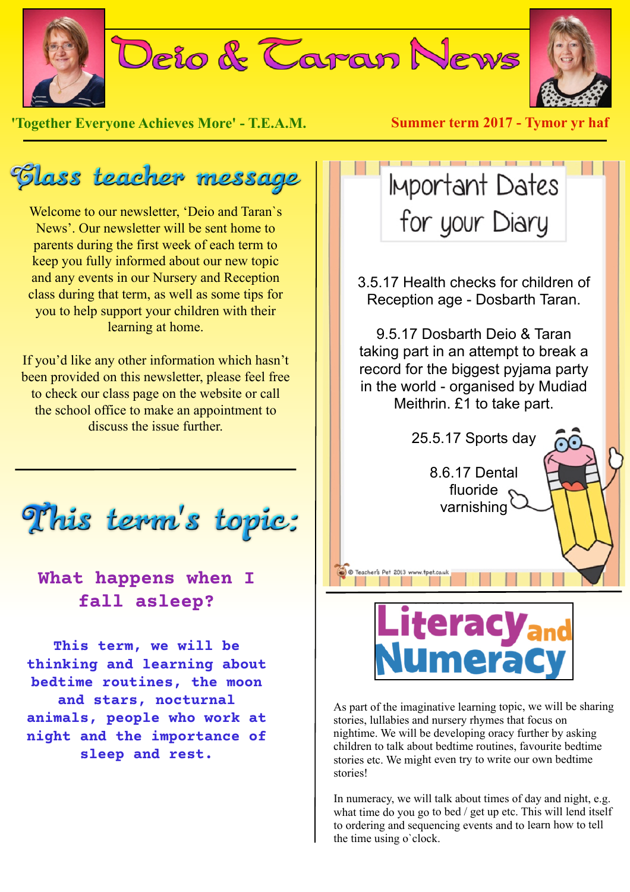# Deio & Taran News

'Together Everyone Achieves More' - T.E.A.M.

Summer term 2017 - Tymor yr haf

## Class teacher message

Welcome to our newsletter, 'Deio and Taran`s News'. Our newsletter will be sent home to parents during the first week of each term to keep you fully informed about our new topic and any events in our Nursery and Reception class during that term, as well as some tips for you to help support your children with their learning at home.

If you'd like any other information which hasn't been provided on this newsletter, please feel free to check our class page on the website or call the school office to make an appointment to discuss the issue further.

## This term's topic:

**What happens when I fall asleep?**

**This term, we will be thinking and learning about bedtime routines, the moon and stars, nocturnal animals, people who work at night and the importance of sleep and rest.**

## Important Dates for your Diary

3.5.17 Health checks for children of Reception age - Dosbarth Taran.

9.5.17 Dosbarth Deio & Taran taking part in an attempt to break a record for the biggest pyjama party in the world - organised by Mudiad Meithrin. £1 to take part.

25.5.17 Sports day

8.6.17 Dental fluoride varnishing

© Teacher's Pet 2013 www.tpet.co.uk

## Literacy and Numeracy

As part of the imaginative learning topic, we will be sharing stories, lullabies and nursery rhymes that focus on nightime. We will be developing oracy further by asking children to talk about bedtime routines, favourite bedtime stories etc. We might even try to write our own bedtime stories!

In numeracy, we will talk about times of day and night, e.g. what time do you go to bed / get up etc. This will lend itself to ordering and sequencing events and to learn how to tell the time using o`clock.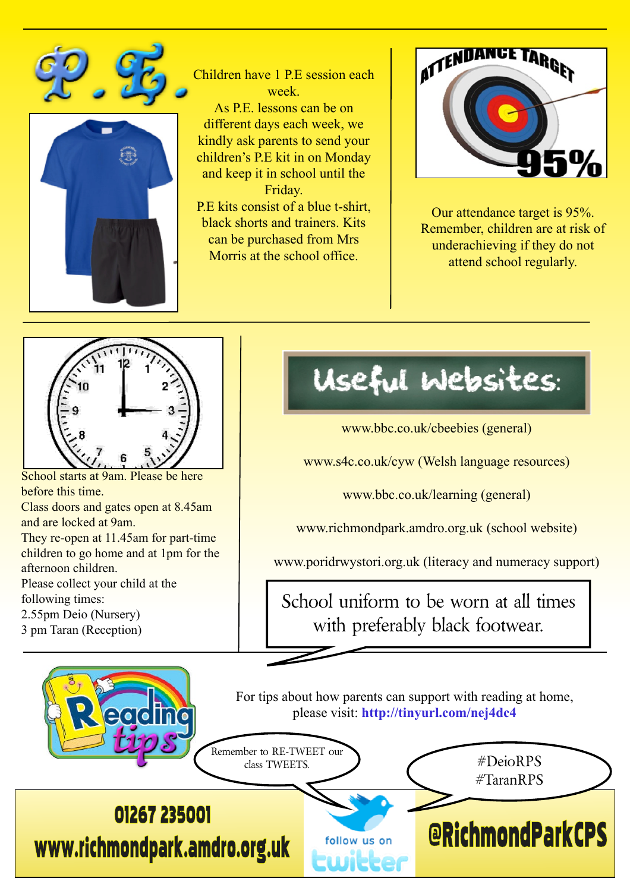## P.E.

Children have 1 P.E session each week.
As P.E. lessons can be on different days each week, we kindly ask parents to send your children's P.E kit in on Monday and keep it in school until the Friday.
P.E kits consist of a blue t-shirt, black shorts and trainers. Kits can be purchased from Mrs Morris at the school office.

## ATTENDANCE TARGET 95%

Our attendance target is 95%. Remember, children are at risk of underachieving if they do not attend school regularly.

School starts at 9am. Please be here before this time.
Class doors and gates open at 8.45am and are locked at 9am.
They re-open at 11.45am for part-time children to go home and at 1pm for the afternoon children.
Please collect your child at the following times:
2.55pm Deio (Nursery)
3 pm Taran (Reception)

## Useful Websites:

www.bbc.co.uk/cbeebies (general)

www.s4c.co.uk/cyw (Welsh language resources)

www.bbc.co.uk/learning (general)

www.richmondpark.amdro.org.uk (school website)

www.poridrwystori.org.uk (literacy and numeracy support)

School uniform to be worn at all times with preferably black footwear.

## Reading tips

For tips about how parents can support with reading at home, please visit: **http://tinyurl.com/nej4dc4**

Remember to RE-TWEET our class TWEETS.

#DeioRPS
#TaranRPS

**01267 235001**
**www.richmondpark.amdro.org.uk**

follow us on twitter

**@RichmondParkCPS**